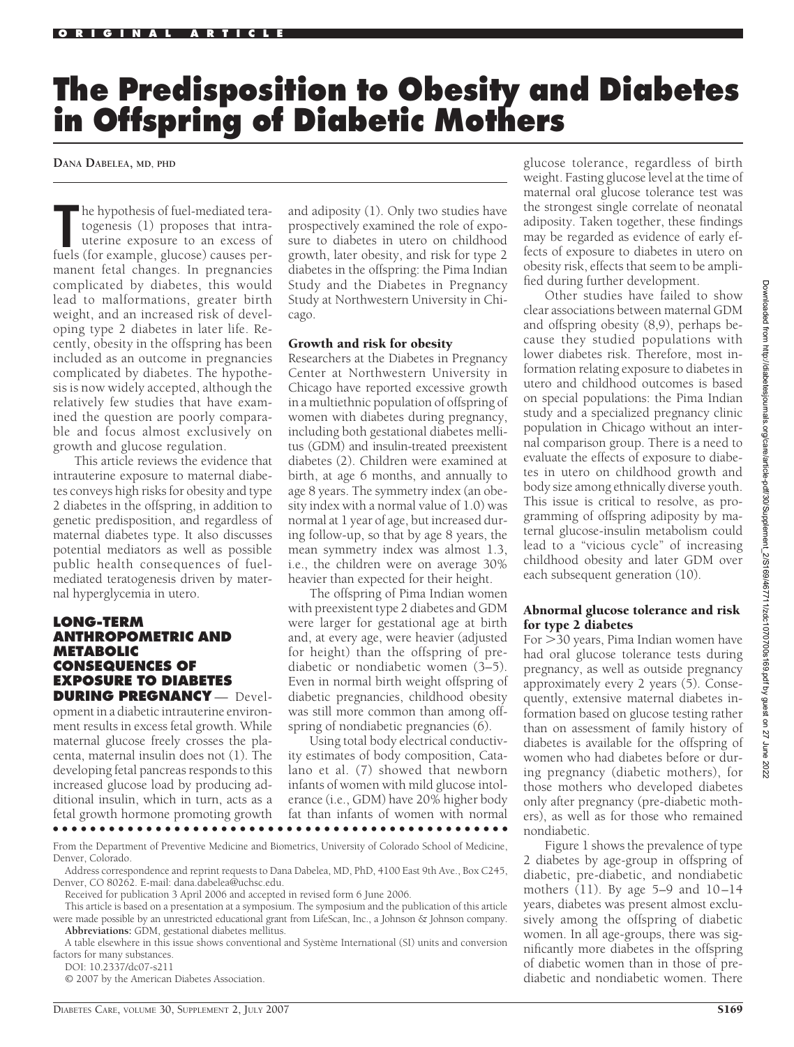# The Predisposition to Obesity and Diabetes in Offspring of Diabetic Mothers

**DANA DABELEA, MD, PHD**

The hypothesis of fuel-mediated teratogenesis (1) proposes that intrauterine exposure to an excess of fuels (for example, glucose) causes permanent fetal changes. In pregnancies complicated by diabetes, this would lead to malformations, greater birth weight, and an increased risk of developing type 2 diabetes in later life. Recently, obesity in the offspring has been included as an outcome in pregnancies complicated by diabetes. The hypothesis is now widely accepted, although the relatively few studies that have examined the question are poorly comparable and focus almost exclusively on growth and glucose regulation.

This article reviews the evidence that intrauterine exposure to maternal diabetes conveys high risks for obesity and type 2 diabetes in the offspring, in addition to genetic predisposition, and regardless of maternal diabetes type. It also discusses potential mediators as well as possible public health consequences of fuel-mediated teratogenesis driven by maternal hyperglycemia in utero.

## LONG-TERM ANTHROPOMETRIC AND METABOLIC CONSEQUENCES OF EXPOSURE TO DIABETES DURING PREGNANCY

Development in a diabetic intrauterine environment results in excess fetal growth. While maternal glucose freely crosses the placenta, maternal insulin does not (1). The developing fetal pancreas responds to this increased glucose load by producing additional insulin, which in turn, acts as a fetal growth hormone promoting growth and adiposity (1). Only two studies have prospectively examined the role of exposure to diabetes in utero on childhood growth, later obesity, and risk for type 2 diabetes in the offspring: the Pima Indian Study and the Diabetes in Pregnancy Study at Northwestern University in Chicago.

### Growth and risk for obesity

Researchers at the Diabetes in Pregnancy Center at Northwestern University in Chicago have reported excessive growth in a multiethnic population of offspring of women with diabetes during pregnancy, including both gestational diabetes mellitus (GDM) and insulin-treated preexistent diabetes (2). Children were examined at birth, at age 6 months, and annually to age 8 years. The symmetry index (an obesity index with a normal value of 1.0) was normal at 1 year of age, but increased during follow-up, so that by age 8 years, the mean symmetry index was almost 1.3, i.e., the children were on average 30% heavier than expected for their height.

The offspring of Pima Indian women with preexistent type 2 diabetes and GDM were larger for gestational age at birth and, at every age, were heavier (adjusted for height) than the offspring of prediabetic or nondiabetic women (3–5). Even in normal birth weight offspring of diabetic pregnancies, childhood obesity was still more common than among offspring of nondiabetic pregnancies (6).

Using total body electrical conductivity estimates of body composition, Catalano et al. (7) showed that newborn infants of women with mild glucose intolerance (i.e., GDM) have 20% higher body fat than infants of women with normal glucose tolerance, regardless of birth weight. Fasting glucose level at the time of maternal oral glucose tolerance test was the strongest single correlate of neonatal adiposity. Taken together, these findings may be regarded as evidence of early effects of exposure to diabetes in utero on obesity risk, effects that seem to be amplified during further development.

Other studies have failed to show clear associations between maternal GDM and offspring obesity (8,9), perhaps because they studied populations with lower diabetes risk. Therefore, most information relating exposure to diabetes in utero and childhood outcomes is based on special populations: the Pima Indian study and a specialized pregnancy clinic population in Chicago without an internal comparison group. There is a need to evaluate the effects of exposure to diabetes in utero on childhood growth and body size among ethnically diverse youth. This issue is critical to resolve, as programming of offspring adiposity by maternal glucose-insulin metabolism could lead to a "vicious cycle" of increasing childhood obesity and later GDM over each subsequent generation (10).

### Abnormal glucose tolerance and risk for type 2 diabetes

For >30 years, Pima Indian women have had oral glucose tolerance tests during pregnancy, as well as outside pregnancy approximately every 2 years (5). Consequently, extensive maternal diabetes information based on glucose testing rather than on assessment of family history of diabetes is available for the offspring of women who had diabetes before or during pregnancy (diabetic mothers), for those mothers who developed diabetes only after pregnancy (pre-diabetic mothers), as well as for those who remained nondiabetic.

Figure 1 shows the prevalence of type 2 diabetes by age-group in offspring of diabetic, pre-diabetic, and nondiabetic mothers (11). By age 5–9 and 10–14 years, diabetes was present almost exclusively among the offspring of diabetic women. In all age-groups, there was significantly more diabetes in the offspring of diabetic women than in those of pre-diabetic and nondiabetic women. There

---

From the Department of Preventive Medicine and Biometrics, University of Colorado School of Medicine, Denver, Colorado.

Address correspondence and reprint requests to Dana Dabelea, MD, PhD, 4100 East 9th Ave., Box C245, Denver, CO 80262. E-mail: dana.dabelea@uchsc.edu.

Received for publication 3 April 2006 and accepted in revised form 6 June 2006.

This article is based on a presentation at a symposium. The symposium and the publication of this article were made possible by an unrestricted educational grant from LifeScan, Inc., a Johnson & Johnson company.

**Abbreviations:** GDM, gestational diabetes mellitus.

A table elsewhere in this issue shows conventional and Système International (SI) units and conversion factors for many substances.

DOI: 10.2337/dc07-s211

© 2007 by the American Diabetes Association.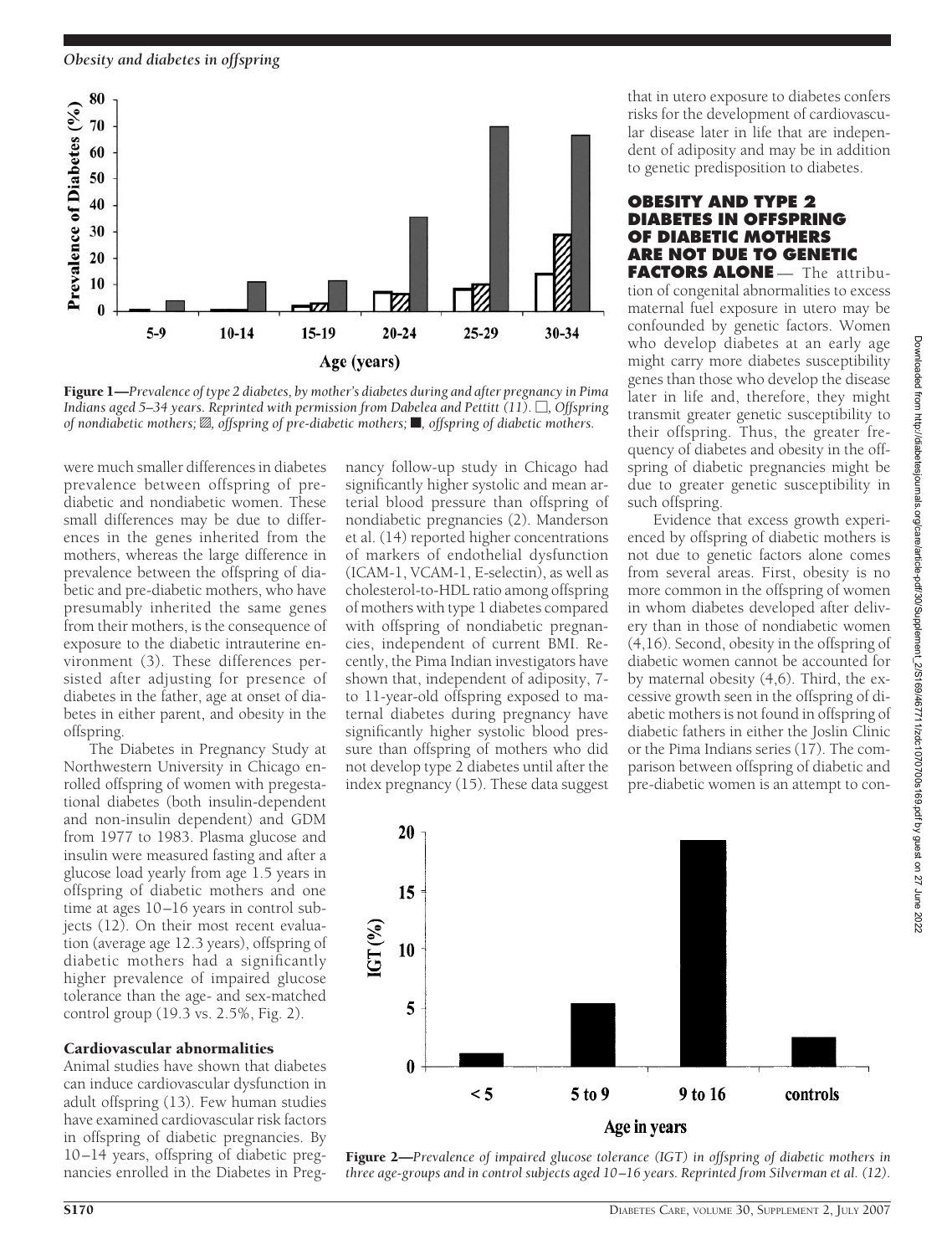**Figure 1**—*Prevalence of type 2 diabetes, by mother's diabetes during and after pregnancy in Pima Indians aged 5–34 years. Reprinted with permission from Dabelea and Pettitt (11). □, Offspring of nondiabetic mothers; ▨, offspring of pre-diabetic mothers; ■, offspring of diabetic mothers.*

were much smaller differences in diabetes prevalence between offspring of pre-diabetic and nondiabetic women. These small differences may be due to differences in the genes inherited from the mothers, whereas the large difference in prevalence between the offspring of diabetic and pre-diabetic mothers, who have presumably inherited the same genes from their mothers, is the consequence of exposure to the diabetic intrauterine environment (3). These differences persisted after adjusting for presence of diabetes in the father, age at onset of diabetes in either parent, and obesity in the offspring.

The Diabetes in Pregnancy Study at Northwestern University in Chicago enrolled offspring of women with pregestational diabetes (both insulin-dependent and non-insulin dependent) and GDM from 1977 to 1983. Plasma glucose and insulin were measured fasting and after a glucose load yearly from age 1.5 years in offspring of diabetic mothers and one time at ages 10–16 years in control subjects (12). On their most recent evaluation (average age 12.3 years), offspring of diabetic mothers had a significantly higher prevalence of impaired glucose tolerance than the age- and sex-matched control group (19.3 vs. 2.5%, Fig. 2).

### Cardiovascular abnormalities

Animal studies have shown that diabetes can induce cardiovascular dysfunction in adult offspring (13). Few human studies have examined cardiovascular risk factors in offspring of diabetic pregnancies. By 10–14 years, offspring of diabetic pregnancies enrolled in the Diabetes in Pregnancy follow-up study in Chicago had significantly higher systolic and mean arterial blood pressure than offspring of nondiabetic pregnancies (2). Manderson et al. (14) reported higher concentrations of markers of endothelial dysfunction (ICAM-1, VCAM-1, E-selectin), as well as cholesterol-to-HDL ratio among offspring of mothers with type 1 diabetes compared with offspring of nondiabetic pregnancies, independent of current BMI. Recently, the Pima Indian investigators have shown that, independent of adiposity, 7- to 11-year-old offspring exposed to maternal diabetes during pregnancy have significantly higher systolic blood pressure than offspring of mothers who did not develop type 2 diabetes until after the index pregnancy (15). These data suggest that in utero exposure to diabetes confers risks for the development of cardiovascular disease later in life that are independent of adiposity and may be in addition to genetic predisposition to diabetes.

## OBESITY AND TYPE 2 DIABETES IN OFFSPRING OF DIABETIC MOTHERS ARE NOT DUE TO GENETIC FACTORS ALONE

The attribution of congenital abnormalities to excess maternal fuel exposure in utero may be confounded by genetic factors. Women who develop diabetes at an early age might carry more diabetes susceptibility genes than those who develop the disease later in life and, therefore, they might transmit greater genetic susceptibility to their offspring. Thus, the greater frequency of diabetes and obesity in the offspring of diabetic pregnancies might be due to greater genetic susceptibility in such offspring.

Evidence that excess growth experienced by offspring of diabetic mothers is not due to genetic factors alone comes from several areas. First, obesity is no more common in the offspring of women in whom diabetes developed after delivery than in those of nondiabetic women (4,16). Second, obesity in the offspring of diabetic women cannot be accounted for by maternal obesity (4,6). Third, the excessive growth seen in the offspring of diabetic mothers is not found in offspring of diabetic fathers in either the Joslin Clinic or the Pima Indians series (17). The comparison between offspring of diabetic and pre-diabetic women is an attempt to con-

**Figure 2**—*Prevalence of impaired glucose tolerance (IGT) in offspring of diabetic mothers in three age-groups and in control subjects aged 10–16 years. Reprinted from Silverman et al. (12).*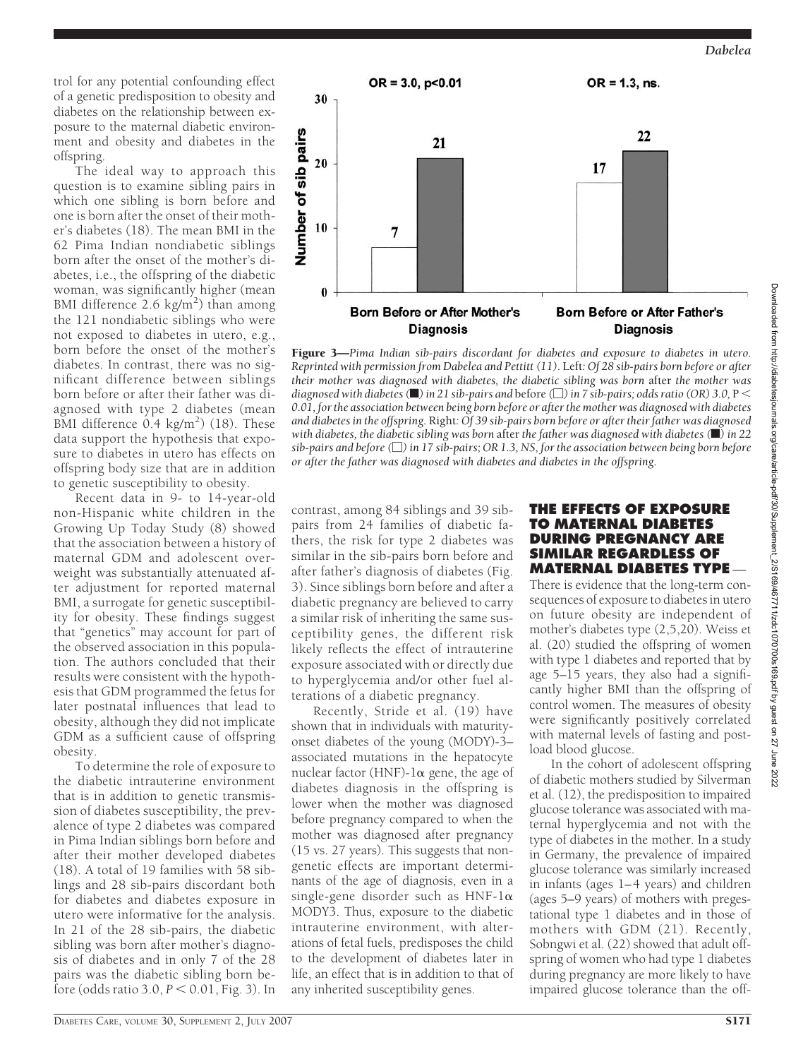trol for any potential confounding effect of a genetic predisposition to obesity and diabetes on the relationship between exposure to the maternal diabetic environment and obesity and diabetes in the offspring.

The ideal way to approach this question is to examine sibling pairs in which one sibling is born before and one is born after the onset of their mother's diabetes (18). The mean BMI in the 62 Pima Indian nondiabetic siblings born after the onset of the mother's diabetes, i.e., the offspring of the diabetic woman, was significantly higher (mean BMI difference 2.6 kg/m$^2$) than among the 121 nondiabetic siblings who were not exposed to diabetes in utero, e.g., born before the onset of the mother's diabetes. In contrast, there was no significant difference between siblings born before or after their father was diagnosed with type 2 diabetes (mean BMI difference 0.4 kg/m$^2$) (18). These data support the hypothesis that exposure to diabetes in utero has effects on offspring body size that are in addition to genetic susceptibility to obesity.

Recent data in 9- to 14-year-old non-Hispanic white children in the Growing Up Today Study (8) showed that the association between a history of maternal GDM and adolescent overweight was substantially attenuated after adjustment for reported maternal BMI, a surrogate for genetic susceptibility for obesity. These findings suggest that "genetics" may account for part of the observed association in this population. The authors concluded that their results were consistent with the hypothesis that GDM programmed the fetus for later postnatal influences that lead to obesity, although they did not implicate GDM as a sufficient cause of offspring obesity.

To determine the role of exposure to the diabetic intrauterine environment that is in addition to genetic transmission of diabetes susceptibility, the prevalence of type 2 diabetes was compared in Pima Indian siblings born before and after their mother developed diabetes (18). A total of 19 families with 58 siblings and 28 sib-pairs discordant both for diabetes and diabetes exposure in utero were informative for the analysis. In 21 of the 28 sib-pairs, the diabetic sibling was born after mother's diagnosis of diabetes and in only 7 of the 28 pairs was the diabetic sibling born before (odds ratio 3.0, $P < 0.01$, Fig. 3). In contrast, among 84 siblings and 39 sib-pairs from 24 families of diabetic fathers, the risk for type 2 diabetes was similar in the sib-pairs born before and after father's diagnosis of diabetes (Fig. 3). Since siblings born before and after a diabetic pregnancy are believed to carry a similar risk of inheriting the same susceptibility genes, the different risk likely reflects the effect of intrauterine exposure associated with or directly due to hyperglycemia and/or other fuel alterations of a diabetic pregnancy.

Recently, Stride et al. (19) have shown that in individuals with maturity-onset diabetes of the young (MODY)-3–associated mutations in the hepatocyte nuclear factor (HNF)-1$\alpha$ gene, the age of diabetes diagnosis in the offspring is lower when the mother was diagnosed before pregnancy compared to when the mother was diagnosed after pregnancy (15 vs. 27 years). This suggests that non-genetic effects are important determinants of the age of diagnosis, even in a single-gene disorder such as HNF-1$\alpha$ MODY3. Thus, exposure to the diabetic intrauterine environment, with alterations of fetal fuels, predisposes the child to the development of diabetes later in life, an effect that is in addition to that of any inherited susceptibility genes.

**Figure 3**—*Pima Indian sib-pairs discordant for diabetes and exposure to diabetes in utero. Reprinted with permission from Dabelea and Pettitt (11).* Left: *Of 28 sib-pairs born before or after their mother was diagnosed with diabetes, the diabetic sibling was born* after *the mother was diagnosed with diabetes (■) in 21 sib-pairs and* before *(□) in 7 sib-pairs; odds ratio (OR) 3.0, P < 0.01, for the association between being born before or after the mother was diagnosed with diabetes and diabetes in the offspring.* Right: *Of 39 sib-pairs born before or after their father was diagnosed with diabetes, the diabetic sibling was born* after *the father was diagnosed with diabetes (■) in 22 sib-pairs and* before *(□) in 17 sib-pairs; OR 1.3, NS, for the association between being born before or after the father was diagnosed with diabetes and diabetes in the offspring.*

## THE EFFECTS OF EXPOSURE TO MATERNAL DIABETES DURING PREGNANCY ARE SIMILAR REGARDLESS OF MATERNAL DIABETES TYPE —

There is evidence that the long-term consequences of exposure to diabetes in utero on future obesity are independent of mother's diabetes type (2,5,20). Weiss et al. (20) studied the offspring of women with type 1 diabetes and reported that by age 5–15 years, they also had a significantly higher BMI than the offspring of control women. The measures of obesity were significantly positively correlated with maternal levels of fasting and postload blood glucose.

In the cohort of adolescent offspring of diabetic mothers studied by Silverman et al. (12), the predisposition to impaired glucose tolerance was associated with maternal hyperglycemia and not with the type of diabetes in the mother. In a study in Germany, the prevalence of impaired glucose tolerance was similarly increased in infants (ages 1–4 years) and children (ages 5–9 years) of mothers with pregestational type 1 diabetes and in those of mothers with GDM (21). Recently, Sobngwi et al. (22) showed that adult offspring of women who had type 1 diabetes during pregnancy are more likely to have impaired glucose tolerance than the off-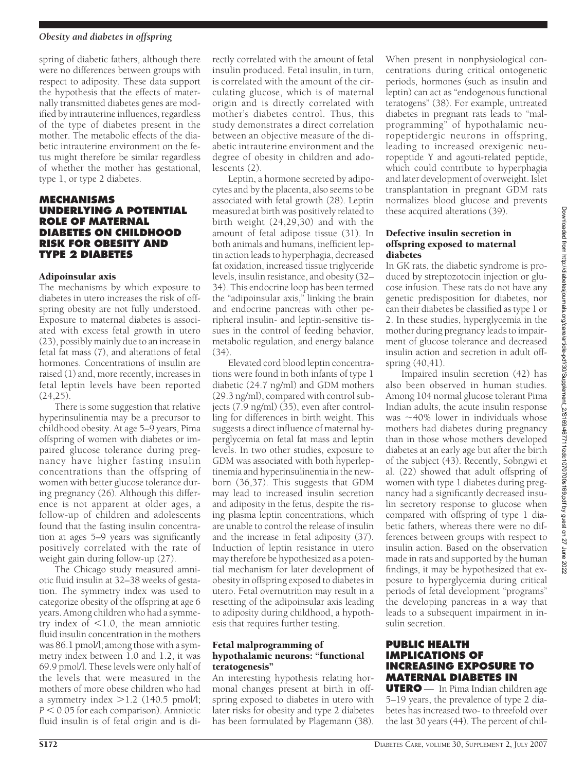spring of diabetic fathers, although there were no differences between groups with respect to adiposity. These data support the hypothesis that the effects of maternally transmitted diabetes genes are modified by intrauterine influences, regardless of the type of diabetes present in the mother. The metabolic effects of the diabetic intrauterine environment on the fetus might therefore be similar regardless of whether the mother has gestational, type 1, or type 2 diabetes.

## MECHANISMS UNDERLYING A POTENTIAL ROLE OF MATERNAL DIABETES ON CHILDHOOD RISK FOR OBESITY AND TYPE 2 DIABETES

### Adipoinsular axis

The mechanisms by which exposure to diabetes in utero increases the risk of offspring obesity are not fully understood. Exposure to maternal diabetes is associated with excess fetal growth in utero (23), possibly mainly due to an increase in fetal fat mass (7), and alterations of fetal hormones. Concentrations of insulin are raised (1) and, more recently, increases in fetal leptin levels have been reported (24,25).

There is some suggestion that relative hyperinsulinemia may be a precursor to childhood obesity. At age 5–9 years, Pima offspring of women with diabetes or impaired glucose tolerance during pregnancy have higher fasting insulin concentrations than the offspring of women with better glucose tolerance during pregnancy (26). Although this difference is not apparent at older ages, a follow-up of children and adolescents found that the fasting insulin concentration at ages 5–9 years was significantly positively correlated with the rate of weight gain during follow-up (27).

The Chicago study measured amniotic fluid insulin at 32–38 weeks of gestation. The symmetry index was used to categorize obesity of the offspring at age 6 years. Among children who had a symmetry index of $<1.0$, the mean amniotic fluid insulin concentration in the mothers was 86.1 pmol/l; among those with a symmetry index between 1.0 and 1.2, it was 69.9 pmol/l. These levels were only half of the levels that were measured in the mothers of more obese children who had a symmetry index $>1.2$ (140.5 pmol/l; $P < 0.05$ for each comparison). Amniotic fluid insulin is of fetal origin and is directly correlated with the amount of fetal insulin produced. Fetal insulin, in turn, is correlated with the amount of the circulating glucose, which is of maternal origin and is directly correlated with mother's diabetes control. Thus, this study demonstrates a direct correlation between an objective measure of the diabetic intrauterine environment and the degree of obesity in children and adolescents (2).

Leptin, a hormone secreted by adipocytes and by the placenta, also seems to be associated with fetal growth (28). Leptin measured at birth was positively related to birth weight (24,29,30) and with the amount of fetal adipose tissue (31). In both animals and humans, inefficient leptin action leads to hyperphagia, decreased fat oxidation, increased tissue triglyceride levels, insulin resistance, and obesity (32–34). This endocrine loop has been termed the "adipoinsular axis," linking the brain and endocrine pancreas with other peripheral insulin- and leptin-sensitive tissues in the control of feeding behavior, metabolic regulation, and energy balance (34).

Elevated cord blood leptin concentrations were found in both infants of type 1 diabetic (24.7 ng/ml) and GDM mothers (29.3 ng/ml), compared with control subjects (7.9 ng/ml) (35), even after controlling for differences in birth weight. This suggests a direct influence of maternal hyperglycemia on fetal fat mass and leptin levels. In two other studies, exposure to GDM was associated with both hyperleptinemia and hyperinsulinemia in the newborn (36,37). This suggests that GDM may lead to increased insulin secretion and adiposity in the fetus, despite the rising plasma leptin concentrations, which are unable to control the release of insulin and the increase in fetal adiposity (37). Induction of leptin resistance in utero may therefore be hypothesized as a potential mechanism for later development of obesity in offspring exposed to diabetes in utero. Fetal overnutrition may result in a resetting of the adipoinsular axis leading to adiposity during childhood, a hypothesis that requires further testing.

### Fetal malprogramming of hypothalamic neurons: "functional teratogenesis"

An interesting hypothesis relating hormonal changes present at birth in offspring exposed to diabetes in utero with later risks for obesity and type 2 diabetes has been formulated by Plagemann (38). When present in nonphysiological concentrations during critical ontogenetic periods, hormones (such as insulin and leptin) can act as "endogenous functional teratogens" (38). For example, untreated diabetes in pregnant rats leads to "malprogramming" of hypothalamic neuropeptidergic neurons in offspring, leading to increased orexigenic neuropeptide Y and agouti-related peptide, which could contribute to hyperphagia and later development of overweight. Islet transplantation in pregnant GDM rats normalizes blood glucose and prevents these acquired alterations (39).

### Defective insulin secretion in offspring exposed to maternal diabetes

In GK rats, the diabetic syndrome is produced by streptozotocin injection or glucose infusion. These rats do not have any genetic predisposition for diabetes, nor can their diabetes be classified as type 1 or 2. In these studies, hyperglycemia in the mother during pregnancy leads to impairment of glucose tolerance and decreased insulin action and secretion in adult offspring (40,41).

Impaired insulin secretion (42) has also been observed in human studies. Among 104 normal glucose tolerant Pima Indian adults, the acute insulin response was ~40% lower in individuals whose mothers had diabetes during pregnancy than in those whose mothers developed diabetes at an early age but after the birth of the subject (43). Recently, Sobngwi et al. (22) showed that adult offspring of women with type 1 diabetes during pregnancy had a significantly decreased insulin secretory response to glucose when compared with offspring of type 1 diabetic fathers, whereas there were no differences between groups with respect to insulin action. Based on the observation made in rats and supported by the human findings, it may be hypothesized that exposure to hyperglycemia during critical periods of fetal development "programs" the developing pancreas in a way that leads to a subsequent impairment in insulin secretion.

## PUBLIC HEALTH IMPLICATIONS OF INCREASING EXPOSURE TO MATERNAL DIABETES IN UTERO

In Pima Indian children age 5–19 years, the prevalence of type 2 diabetes has increased two- to threefold over the last 30 years (44). The percent of chil-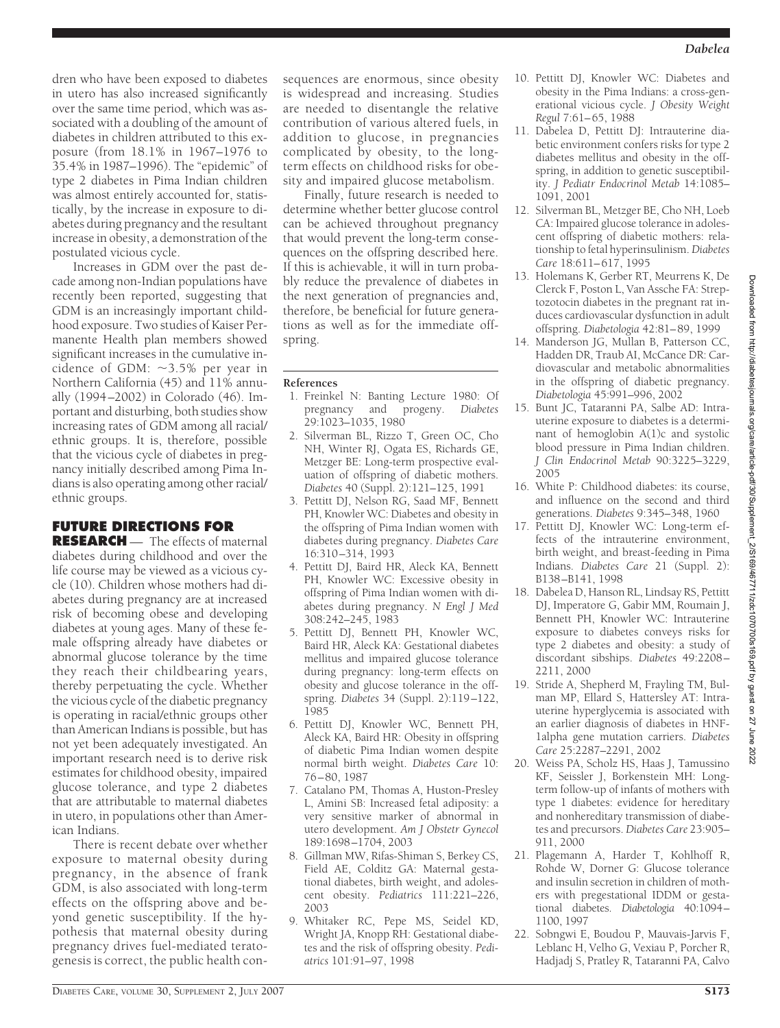dren who have been exposed to diabetes in utero has also increased significantly over the same time period, which was associated with a doubling of the amount of diabetes in children attributed to this exposure (from 18.1% in 1967–1976 to 35.4% in 1987–1996). The "epidemic" of type 2 diabetes in Pima Indian children was almost entirely accounted for, statistically, by the increase in exposure to diabetes during pregnancy and the resultant increase in obesity, a demonstration of the postulated vicious cycle.

Increases in GDM over the past decade among non-Indian populations have recently been reported, suggesting that GDM is an increasingly important childhood exposure. Two studies of Kaiser Permanente Health plan members showed significant increases in the cumulative incidence of GDM: ~3.5% per year in Northern California (45) and 11% annually (1994–2002) in Colorado (46). Important and disturbing, both studies show increasing rates of GDM among all racial/ethnic groups. It is, therefore, possible that the vicious cycle of diabetes in pregnancy initially described among Pima Indians is also operating among other racial/ethnic groups.

## FUTURE DIRECTIONS FOR RESEARCH

The effects of maternal diabetes during childhood and over the life course may be viewed as a vicious cycle (10). Children whose mothers had diabetes during pregnancy are at increased risk of becoming obese and developing diabetes at young ages. Many of these female offspring already have diabetes or abnormal glucose tolerance by the time they reach their childbearing years, thereby perpetuating the cycle. Whether the vicious cycle of the diabetic pregnancy is operating in racial/ethnic groups other than American Indians is possible, but has not yet been adequately investigated. An important research need is to derive risk estimates for childhood obesity, impaired glucose tolerance, and type 2 diabetes that are attributable to maternal diabetes in utero, in populations other than American Indians.

There is recent debate over whether exposure to maternal obesity during pregnancy, in the absence of frank GDM, is also associated with long-term effects on the offspring above and beyond genetic susceptibility. If the hypothesis that maternal obesity during pregnancy drives fuel-mediated teratogenesis is correct, the public health consequences are enormous, since obesity is widespread and increasing. Studies are needed to disentangle the relative contribution of various altered fuels, in addition to glucose, in pregnancies complicated by obesity, to the long-term effects on childhood risks for obesity and impaired glucose metabolism.

Finally, future research is needed to determine whether better glucose control can be achieved throughout pregnancy that would prevent the long-term consequences on the offspring described here. If this is achievable, it will in turn probably reduce the prevalence of diabetes in the next generation of pregnancies and, therefore, be beneficial for future generations as well as for the immediate offspring.

## References

1. Freinkel N: Banting Lecture 1980: Of pregnancy and progeny. *Diabetes* 29:1023–1035, 1980
2. Silverman BL, Rizzo T, Green OC, Cho NH, Winter RJ, Ogata ES, Richards GE, Metzger BE: Long-term prospective evaluation of offspring of diabetic mothers. *Diabetes* 40 (Suppl. 2):121–125, 1991
3. Pettitt DJ, Nelson RG, Saad MF, Bennett PH, Knowler WC: Diabetes and obesity in the offspring of Pima Indian women with diabetes during pregnancy. *Diabetes Care* 16:310–314, 1993
4. Pettitt DJ, Baird HR, Aleck KA, Bennett PH, Knowler WC: Excessive obesity in offspring of Pima Indian women with diabetes during pregnancy. *N Engl J Med* 308:242–245, 1983
5. Pettitt DJ, Bennett PH, Knowler WC, Baird HR, Aleck KA: Gestational diabetes mellitus and impaired glucose tolerance during pregnancy: long-term effects on obesity and glucose tolerance in the offspring. *Diabetes* 34 (Suppl. 2):119–122, 1985
6. Pettitt DJ, Knowler WC, Bennett PH, Aleck KA, Baird HR: Obesity in offspring of diabetic Pima Indian women despite normal birth weight. *Diabetes Care* 10:76–80, 1987
7. Catalano PM, Thomas A, Huston-Presley L, Amini SB: Increased fetal adiposity: a very sensitive marker of abnormal in utero development. *Am J Obstetr Gynecol* 189:1698–1704, 2003
8. Gillman MW, Rifas-Shiman S, Berkey CS, Field AE, Colditz GA: Maternal gestational diabetes, birth weight, and adolescent obesity. *Pediatrics* 111:221–226, 2003
9. Whitaker RC, Pepe MS, Seidel KD, Wright JA, Knopp RH: Gestational diabetes and the risk of offspring obesity. *Pediatrics* 101:91–97, 1998
10. Pettitt DJ, Knowler WC: Diabetes and obesity in the Pima Indians: a cross-generational vicious cycle. *J Obesity Weight Regul* 7:61–65, 1988
11. Dabelea D, Pettitt DJ: Intrauterine diabetic environment confers risks for type 2 diabetes mellitus and obesity in the offspring, in addition to genetic susceptibility. *J Pediatr Endocrinol Metab* 14:1085–1091, 2001
12. Silverman BL, Metzger BE, Cho NH, Loeb CA: Impaired glucose tolerance in adolescent offspring of diabetic mothers: relationship to fetal hyperinsulinism. *Diabetes Care* 18:611–617, 1995
13. Holemans K, Gerber RT, Meurrens K, De Clerck F, Poston L, Van Assche FA: Streptozotocin diabetes in the pregnant rat induces cardiovascular dysfunction in adult offspring. *Diabetologia* 42:81–89, 1999
14. Manderson JG, Mullan B, Patterson CC, Hadden DR, Traub AI, McCance DR: Cardiovascular and metabolic abnormalities in the offspring of diabetic pregnancy. *Diabetologia* 45:991–996, 2002
15. Bunt JC, Tataranni PA, Salbe AD: Intrauterine exposure to diabetes is a determinant of hemoglobin A(1)c and systolic blood pressure in Pima Indian children. *J Clin Endocrinol Metab* 90:3225–3229, 2005
16. White P: Childhood diabetes: its course, and influence on the second and third generations. *Diabetes* 9:345–348, 1960
17. Pettitt DJ, Knowler WC: Long-term effects of the intrauterine environment, birth weight, and breast-feeding in Pima Indians. *Diabetes Care* 21 (Suppl. 2): B138–B141, 1998
18. Dabelea D, Hanson RL, Lindsay RS, Pettitt DJ, Imperatore G, Gabir MM, Roumain J, Bennett PH, Knowler WC: Intrauterine exposure to diabetes conveys risks for type 2 diabetes and obesity: a study of discordant sibships. *Diabetes* 49:2208–2211, 2000
19. Stride A, Shepherd M, Frayling TM, Bulman MP, Ellard S, Hattersley AT: Intrauterine hyperglycemia is associated with an earlier diagnosis of diabetes in HNF-1alpha gene mutation carriers. *Diabetes Care* 25:2287–2291, 2002
20. Weiss PA, Scholz HS, Haas J, Tamussino KF, Seissler J, Borkenstein MH: Long-term follow-up of infants of mothers with type 1 diabetes: evidence for hereditary and nonhereditary transmission of diabetes and precursors. *Diabetes Care* 23:905–911, 2000
21. Plagemann A, Harder T, Kohlhoff R, Rohde W, Dorner G: Glucose tolerance and insulin secretion in children of mothers with pregestational IDDM or gestational diabetes. *Diabetologia* 40:1094–1100, 1997
22. Sobngwi E, Boudou P, Mauvais-Jarvis F, Leblanc H, Velho G, Vexiau P, Porcher R, Hadjadj S, Pratley R, Tataranni PA, Calvo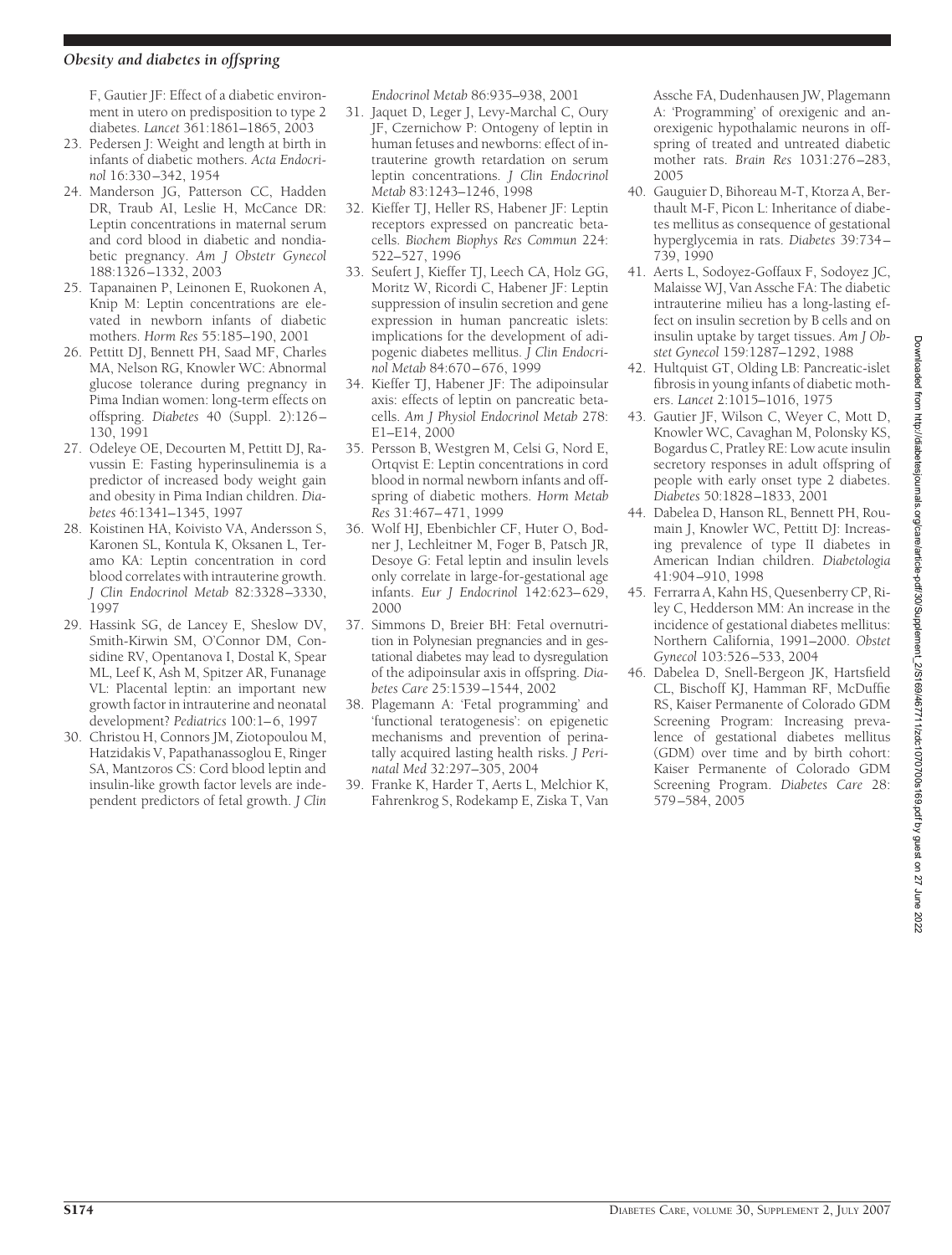F, Gautier JF: Effect of a diabetic environment in utero on predisposition to type 2 diabetes. *Lancet* 361:1861–1865, 2003

23. Pedersen J: Weight and length at birth in infants of diabetic mothers. *Acta Endocrinol* 16:330–342, 1954
24. Manderson JG, Patterson CC, Hadden DR, Traub AI, Leslie H, McCance DR: Leptin concentrations in maternal serum and cord blood in diabetic and nondiabetic pregnancy. *Am J Obstetr Gynecol* 188:1326–1332, 2003
25. Tapanainen P, Leinonen E, Ruokonen A, Knip M: Leptin concentrations are elevated in newborn infants of diabetic mothers. *Horm Res* 55:185–190, 2001
26. Pettitt DJ, Bennett PH, Saad MF, Charles MA, Nelson RG, Knowler WC: Abnormal glucose tolerance during pregnancy in Pima Indian women: long-term effects on offspring. *Diabetes* 40 (Suppl. 2):126–130, 1991
27. Odeleye OE, Decourten M, Pettitt DJ, Ravussin E: Fasting hyperinsulinemia is a predictor of increased body weight gain and obesity in Pima Indian children. *Diabetes* 46:1341–1345, 1997
28. Koistinen HA, Koivisto VA, Andersson S, Karonen SL, Kontula K, Oksanen L, Teramo KA: Leptin concentration in cord blood correlates with intrauterine growth. *J Clin Endocrinol Metab* 82:3328–3330, 1997
29. Hassink SG, de Lancey E, Sheslow DV, Smith-Kirwin SM, O'Connor DM, Considine RV, Opentanova I, Dostal K, Spear ML, Leef K, Ash M, Spitzer AR, Funanage VL: Placental leptin: an important new growth factor in intrauterine and neonatal development? *Pediatrics* 100:1–6, 1997
30. Christou H, Connors JM, Ziotopoulou M, Hatzidakis V, Papathanassoglou E, Ringer SA, Mantzoros CS: Cord blood leptin and insulin-like growth factor levels are independent predictors of fetal growth. *J Clin Endocrinol Metab* 86:935–938, 2001
31. Jaquet D, Leger J, Levy-Marchal C, Oury JF, Czernichow P: Ontogeny of leptin in human fetuses and newborns: effect of intrauterine growth retardation on serum leptin concentrations. *J Clin Endocrinol Metab* 83:1243–1246, 1998
32. Kieffer TJ, Heller RS, Habener JF: Leptin receptors expressed on pancreatic betacells. *Biochem Biophys Res Commun* 224: 522–527, 1996
33. Seufert J, Kieffer TJ, Leech CA, Holz GG, Moritz W, Ricordi C, Habener JF: Leptin suppression of insulin secretion and gene expression in human pancreatic islets: implications for the development of adipogenic diabetes mellitus. *J Clin Endocrinol Metab* 84:670–676, 1999
34. Kieffer TJ, Habener JF: The adipoinsular axis: effects of leptin on pancreatic betacells. *Am J Physiol Endocrinol Metab* 278: E1–E14, 2000
35. Persson B, Westgren M, Celsi G, Nord E, Ortqvist E: Leptin concentrations in cord blood in normal newborn infants and offspring of diabetic mothers. *Horm Metab Res* 31:467–471, 1999
36. Wolf HJ, Ebenbichler CF, Huter O, Bodner J, Lechleitner M, Foger B, Patsch JR, Desoye G: Fetal leptin and insulin levels only correlate in large-for-gestational age infants. *Eur J Endocrinol* 142:623–629, 2000
37. Simmons D, Breier BH: Fetal overnutrition in Polynesian pregnancies and in gestational diabetes may lead to dysregulation of the adipoinsular axis in offspring. *Diabetes Care* 25:1539–1544, 2002
38. Plagemann A: 'Fetal programming' and 'functional teratogenesis': on epigenetic mechanisms and prevention of perinatally acquired lasting health risks. *J Perinatal Med* 32:297–305, 2004
39. Franke K, Harder T, Aerts L, Melchior K, Fahrenkrog S, Rodekamp E, Ziska T, Van Assche FA, Dudenhausen JW, Plagemann A: 'Programming' of orexigenic and anorexigenic hypothalamic neurons in offspring of treated and untreated diabetic mother rats. *Brain Res* 1031:276–283, 2005
40. Gauguier D, Bihoreau M-T, Ktorza A, Berthault M-F, Picon L: Inheritance of diabetes mellitus as consequence of gestational hyperglycemia in rats. *Diabetes* 39:734–739, 1990
41. Aerts L, Sodoyez-Goffaux F, Sodoyez JC, Malaisse WJ, Van Assche FA: The diabetic intrauterine milieu has a long-lasting effect on insulin secretion by B cells and on insulin uptake by target tissues. *Am J Obstet Gynecol* 159:1287–1292, 1988
42. Hultquist GT, Olding LB: Pancreatic-islet fibrosis in young infants of diabetic mothers. *Lancet* 2:1015–1016, 1975
43. Gautier JF, Wilson C, Weyer C, Mott D, Knowler WC, Cavaghan M, Polonsky KS, Bogardus C, Pratley RE: Low acute insulin secretory responses in adult offspring of people with early onset type 2 diabetes. *Diabetes* 50:1828–1833, 2001
44. Dabelea D, Hanson RL, Bennett PH, Roumain J, Knowler WC, Pettitt DJ: Increasing prevalence of type II diabetes in American Indian children. *Diabetologia* 41:904–910, 1998
45. Ferrarra A, Kahn HS, Quesenberry CP, Riley C, Hedderson MM: An increase in the incidence of gestational diabetes mellitus: Northern California, 1991–2000. *Obstet Gynecol* 103:526–533, 2004
46. Dabelea D, Snell-Bergeon JK, Hartsfield CL, Bischoff KJ, Hamman RF, McDuffie RS, Kaiser Permanente of Colorado GDM Screening Program: Increasing prevalence of gestational diabetes mellitus (GDM) over time and by birth cohort: Kaiser Permanente of Colorado GDM Screening Program. *Diabetes Care* 28: 579–584, 2005